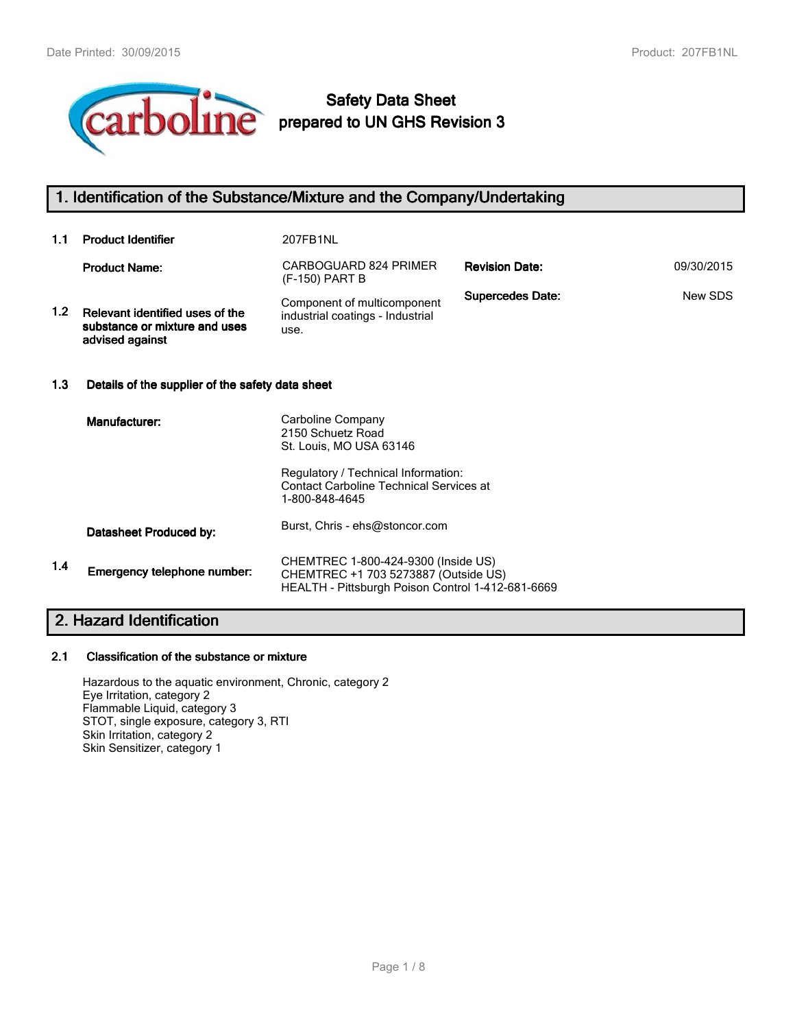# Safety Data Sheet prepared to UN GHS Revision 3

## 1. Identification of the Substance/Mixture and the Company/Undertaking

| | | | | |
|---|---|---|---|---|
| **1.1** | **Product Identifier** | 207FB1NL | | |
| | **Product Name:** | CARBOGUARD 824 PRIMER (F-150) PART B | **Revision Date:** | 09/30/2015 |
| **1.2** | **Relevant identified uses of the substance or mixture and uses advised against** | Component of multicomponent industrial coatings - Industrial use. | **Supercedes Date:** | New SDS |

**1.3 Details of the supplier of the safety data sheet**

**Manufacturer:**
Carboline Company
2150 Schuetz Road
St. Louis, MO USA 63146

Regulatory / Technical Information:
Contact Carboline Technical Services at 1-800-848-4645

**Datasheet Produced by:** Burst, Chris - ehs@stoncor.com

**1.4 Emergency telephone number:**
CHEMTREC 1-800-424-9300 (Inside US)
CHEMTREC +1 703 5273887 (Outside US)
HEALTH - Pittsburgh Poison Control 1-412-681-6669

## 2. Hazard Identification

**2.1 Classification of the substance or mixture**

Hazardous to the aquatic environment, Chronic, category 2
Eye Irritation, category 2
Flammable Liquid, category 3
STOT, single exposure, category 3, RTI
Skin Irritation, category 2
Skin Sensitizer, category 1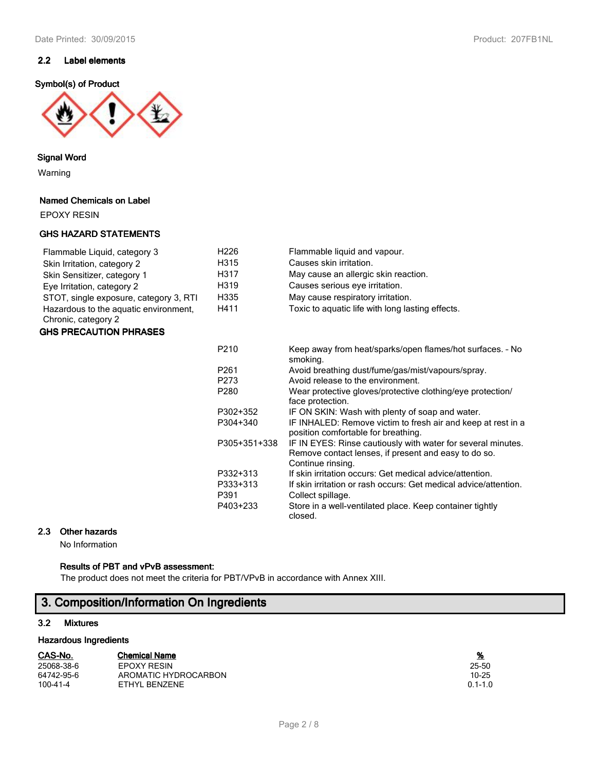### 2.2 Label elements

**Symbol(s) of Product**

**Signal Word**

Warning

**Named Chemicals on Label**

EPOXY RESIN

**GHS HAZARD STATEMENTS**

| | | |
|---|---|---|
| Flammable Liquid, category 3 | H226 | Flammable liquid and vapour. |
| Skin Irritation, category 2 | H315 | Causes skin irritation. |
| Skin Sensitizer, category 1 | H317 | May cause an allergic skin reaction. |
| Eye Irritation, category 2 | H319 | Causes serious eye irritation. |
| STOT, single exposure, category 3, RTI | H335 | May cause respiratory irritation. |
| Hazardous to the aquatic environment, Chronic, category 2 | H411 | Toxic to aquatic life with long lasting effects. |

**GHS PRECAUTION PHRASES**

| | |
|---|---|
| P210 | Keep away from heat/sparks/open flames/hot surfaces. - No smoking. |
| P261 | Avoid breathing dust/fume/gas/mist/vapours/spray. |
| P273 | Avoid release to the environment. |
| P280 | Wear protective gloves/protective clothing/eye protection/ face protection. |
| P302+352 | IF ON SKIN: Wash with plenty of soap and water. |
| P304+340 | IF INHALED: Remove victim to fresh air and keep at rest in a position comfortable for breathing. |
| P305+351+338 | IF IN EYES: Rinse cautiously with water for several minutes. Remove contact lenses, if present and easy to do so. Continue rinsing. |
| P332+313 | If skin irritation occurs: Get medical advice/attention. |
| P333+313 | If skin irritation or rash occurs: Get medical advice/attention. |
| P391 | Collect spillage. |
| P403+233 | Store in a well-ventilated place. Keep container tightly closed. |

### 2.3 Other hazards

No Information

**Results of PBT and vPvB assessment:**

The product does not meet the criteria for PBT/VPvB in accordance with Annex XIII.

## 3. Composition/Information On Ingredients

### 3.2 Mixtures

**Hazardous Ingredients**

| CAS-No. | Chemical Name | % |
|---|---|---|
| 25068-38-6 | EPOXY RESIN | 25-50 |
| 64742-95-6 | AROMATIC HYDROCARBON | 10-25 |
| 100-41-4 | ETHYL BENZENE | 0.1-1.0 |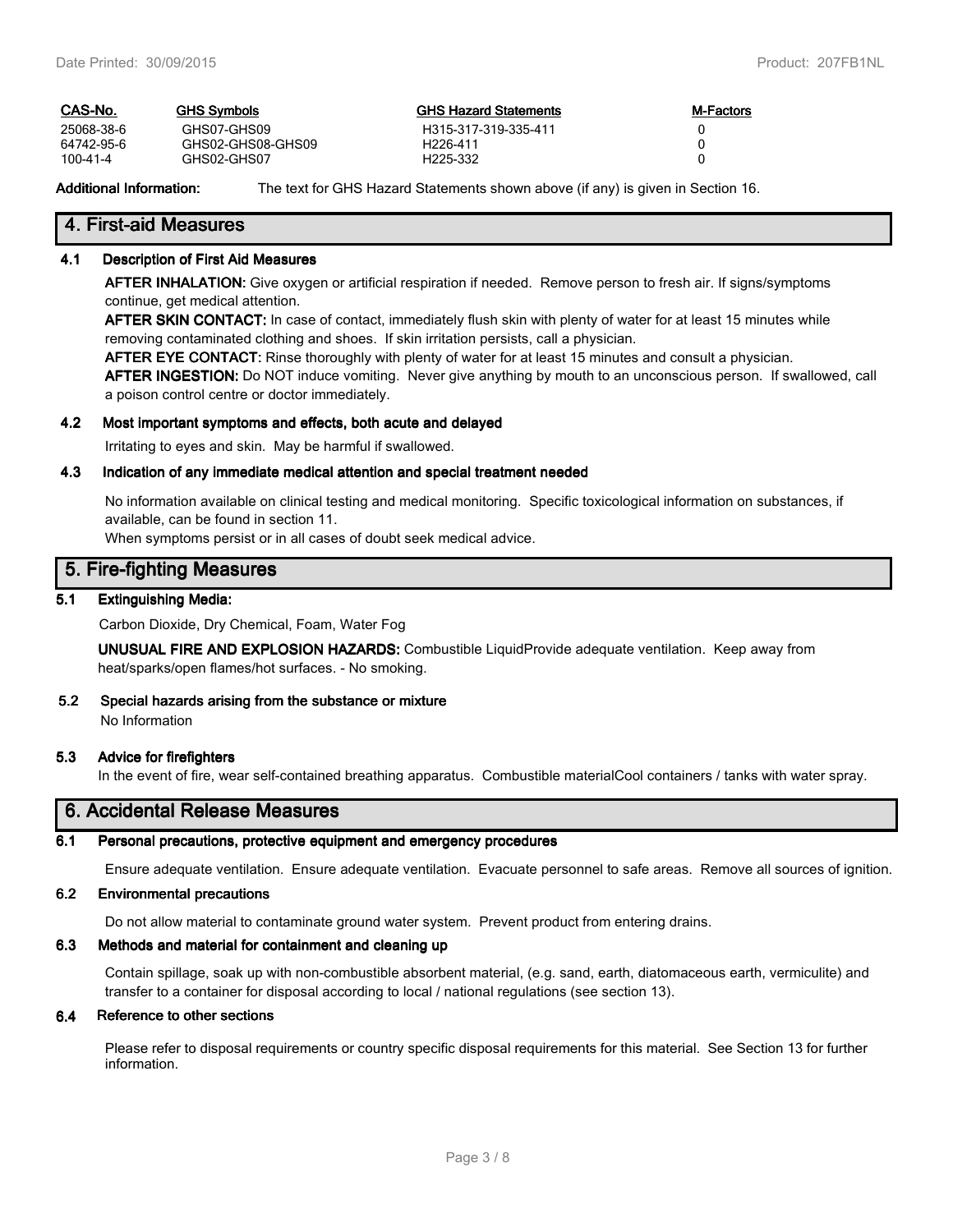| CAS-No. | GHS Symbols | GHS Hazard Statements | M-Factors |
| --- | --- | --- | --- |
| 25068-38-6 | GHS07-GHS09 | H315-317-319-335-411 | 0 |
| 64742-95-6 | GHS02-GHS08-GHS09 | H226-411 | 0 |
| 100-41-4 | GHS02-GHS07 | H225-332 | 0 |

**Additional Information:** The text for GHS Hazard Statements shown above (if any) is given in Section 16.

## 4. First-aid Measures

### 4.1 Description of First Aid Measures

**AFTER INHALATION:** Give oxygen or artificial respiration if needed. Remove person to fresh air. If signs/symptoms continue, get medical attention.

**AFTER SKIN CONTACT:** In case of contact, immediately flush skin with plenty of water for at least 15 minutes while removing contaminated clothing and shoes. If skin irritation persists, call a physician.

**AFTER EYE CONTACT:** Rinse thoroughly with plenty of water for at least 15 minutes and consult a physician.

**AFTER INGESTION:** Do NOT induce vomiting. Never give anything by mouth to an unconscious person. If swallowed, call a poison control centre or doctor immediately.

### 4.2 Most important symptoms and effects, both acute and delayed

Irritating to eyes and skin. May be harmful if swallowed.

### 4.3 Indication of any immediate medical attention and special treatment needed

No information available on clinical testing and medical monitoring. Specific toxicological information on substances, if available, can be found in section 11.

When symptoms persist or in all cases of doubt seek medical advice.

## 5. Fire-fighting Measures

### 5.1 Extinguishing Media:

Carbon Dioxide, Dry Chemical, Foam, Water Fog

**UNUSUAL FIRE AND EXPLOSION HAZARDS:** Combustible LiquidProvide adequate ventilation. Keep away from heat/sparks/open flames/hot surfaces. - No smoking.

### 5.2 Special hazards arising from the substance or mixture

No Information

### 5.3 Advice for firefighters

In the event of fire, wear self-contained breathing apparatus. Combustible materialCool containers / tanks with water spray.

## 6. Accidental Release Measures

### 6.1 Personal precautions, protective equipment and emergency procedures

Ensure adequate ventilation. Ensure adequate ventilation. Evacuate personnel to safe areas. Remove all sources of ignition.

### 6.2 Environmental precautions

Do not allow material to contaminate ground water system. Prevent product from entering drains.

### 6.3 Methods and material for containment and cleaning up

Contain spillage, soak up with non-combustible absorbent material, (e.g. sand, earth, diatomaceous earth, vermiculite) and transfer to a container for disposal according to local / national regulations (see section 13).

### 6.4 Reference to other sections

Please refer to disposal requirements or country specific disposal requirements for this material. See Section 13 for further information.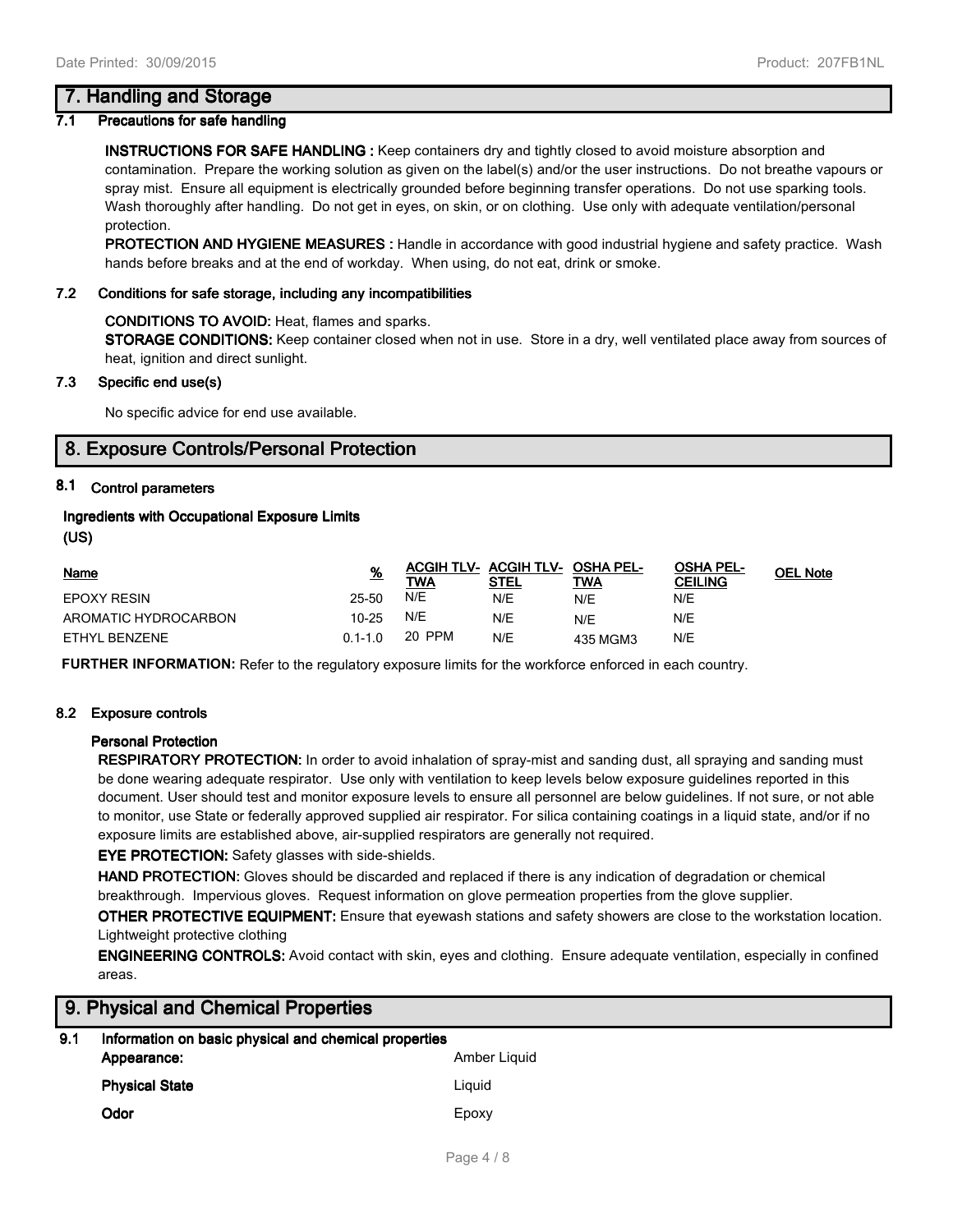## 7. Handling and Storage

### 7.1 Precautions for safe handling

**INSTRUCTIONS FOR SAFE HANDLING :** Keep containers dry and tightly closed to avoid moisture absorption and contamination. Prepare the working solution as given on the label(s) and/or the user instructions. Do not breathe vapours or spray mist. Ensure all equipment is electrically grounded before beginning transfer operations. Do not use sparking tools. Wash thoroughly after handling. Do not get in eyes, on skin, or on clothing. Use only with adequate ventilation/personal protection.

**PROTECTION AND HYGIENE MEASURES :** Handle in accordance with good industrial hygiene and safety practice. Wash hands before breaks and at the end of workday. When using, do not eat, drink or smoke.

### 7.2 Conditions for safe storage, including any incompatibilities

**CONDITIONS TO AVOID:** Heat, flames and sparks.

**STORAGE CONDITIONS:** Keep container closed when not in use. Store in a dry, well ventilated place away from sources of heat, ignition and direct sunlight.

### 7.3 Specific end use(s)

No specific advice for end use available.

## 8. Exposure Controls/Personal Protection

### 8.1 Control parameters

**Ingredients with Occupational Exposure Limits (US)**

| Name | % | ACGIH TLV-TWA | ACGIH TLV-STEL | OSHA PEL-TWA | OSHA PEL-CEILING | OEL Note |
|---|---|---|---|---|---|---|
| EPOXY RESIN | 25-50 | N/E | N/E | N/E | N/E | |
| AROMATIC HYDROCARBON | 10-25 | N/E | N/E | N/E | N/E | |
| ETHYL BENZENE | 0.1-1.0 | 20 PPM | N/E | 435 MGM3 | N/E | |

**FURTHER INFORMATION:** Refer to the regulatory exposure limits for the workforce enforced in each country.

### 8.2 Exposure controls

**Personal Protection**

**RESPIRATORY PROTECTION:** In order to avoid inhalation of spray-mist and sanding dust, all spraying and sanding must be done wearing adequate respirator. Use only with ventilation to keep levels below exposure guidelines reported in this document. User should test and monitor exposure levels to ensure all personnel are below guidelines. If not sure, or not able to monitor, use State or federally approved supplied air respirator. For silica containing coatings in a liquid state, and/or if no exposure limits are established above, air-supplied respirators are generally not required.

**EYE PROTECTION:** Safety glasses with side-shields.

**HAND PROTECTION:** Gloves should be discarded and replaced if there is any indication of degradation or chemical breakthrough. Impervious gloves. Request information on glove permeation properties from the glove supplier.

**OTHER PROTECTIVE EQUIPMENT:** Ensure that eyewash stations and safety showers are close to the workstation location. Lightweight protective clothing

**ENGINEERING CONTROLS:** Avoid contact with skin, eyes and clothing. Ensure adequate ventilation, especially in confined areas.

## 9. Physical and Chemical Properties

### 9.1 Information on basic physical and chemical properties

| | |
|---|---|
| **Appearance:** | Amber Liquid |
| **Physical State** | Liquid |
| **Odor** | Epoxy |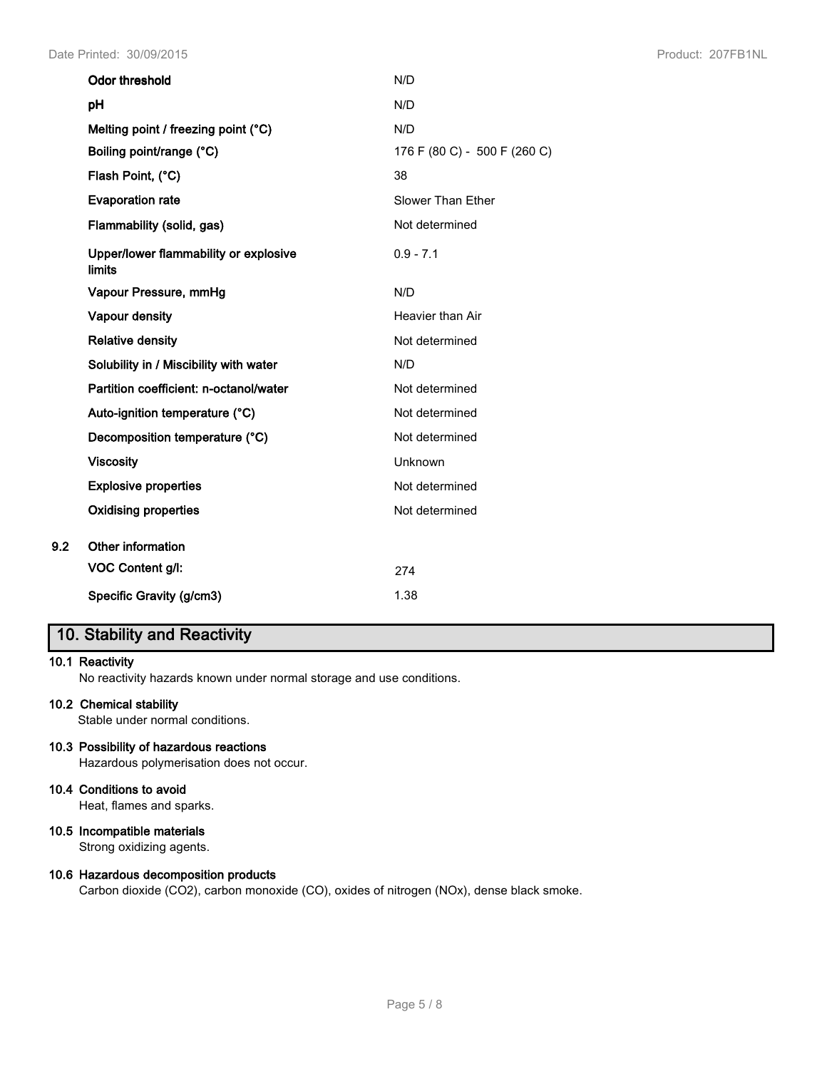| Property | Value |
| --- | --- |
| Odor threshold | N/D |
| pH | N/D |
| Melting point / freezing point (°C) | N/D |
| Boiling point/range (°C) | 176 F (80 C) - 500 F (260 C) |
| Flash Point, (°C) | 38 |
| Evaporation rate | Slower Than Ether |
| Flammability (solid, gas) | Not determined |
| Upper/lower flammability or explosive limits | 0.9 - 7.1 |
| Vapour Pressure, mmHg | N/D |
| Vapour density | Heavier than Air |
| Relative density | Not determined |
| Solubility in / Miscibility with water | N/D |
| Partition coefficient: n-octanol/water | Not determined |
| Auto-ignition temperature (°C) | Not determined |
| Decomposition temperature (°C) | Not determined |
| Viscosity | Unknown |
| Explosive properties | Not determined |
| Oxidising properties | Not determined |

**9.2 Other information**

| Property | Value |
| --- | --- |
| VOC Content g/l: | 274 |
| Specific Gravity (g/cm3) | 1.38 |

## 10. Stability and Reactivity

**10.1 Reactivity**

No reactivity hazards known under normal storage and use conditions.

**10.2 Chemical stability**

Stable under normal conditions.

**10.3 Possibility of hazardous reactions**

Hazardous polymerisation does not occur.

**10.4 Conditions to avoid**

Heat, flames and sparks.

**10.5 Incompatible materials**

Strong oxidizing agents.

**10.6 Hazardous decomposition products**

Carbon dioxide ($CO_2$), carbon monoxide (CO), oxides of nitrogen ($NO_x$), dense black smoke.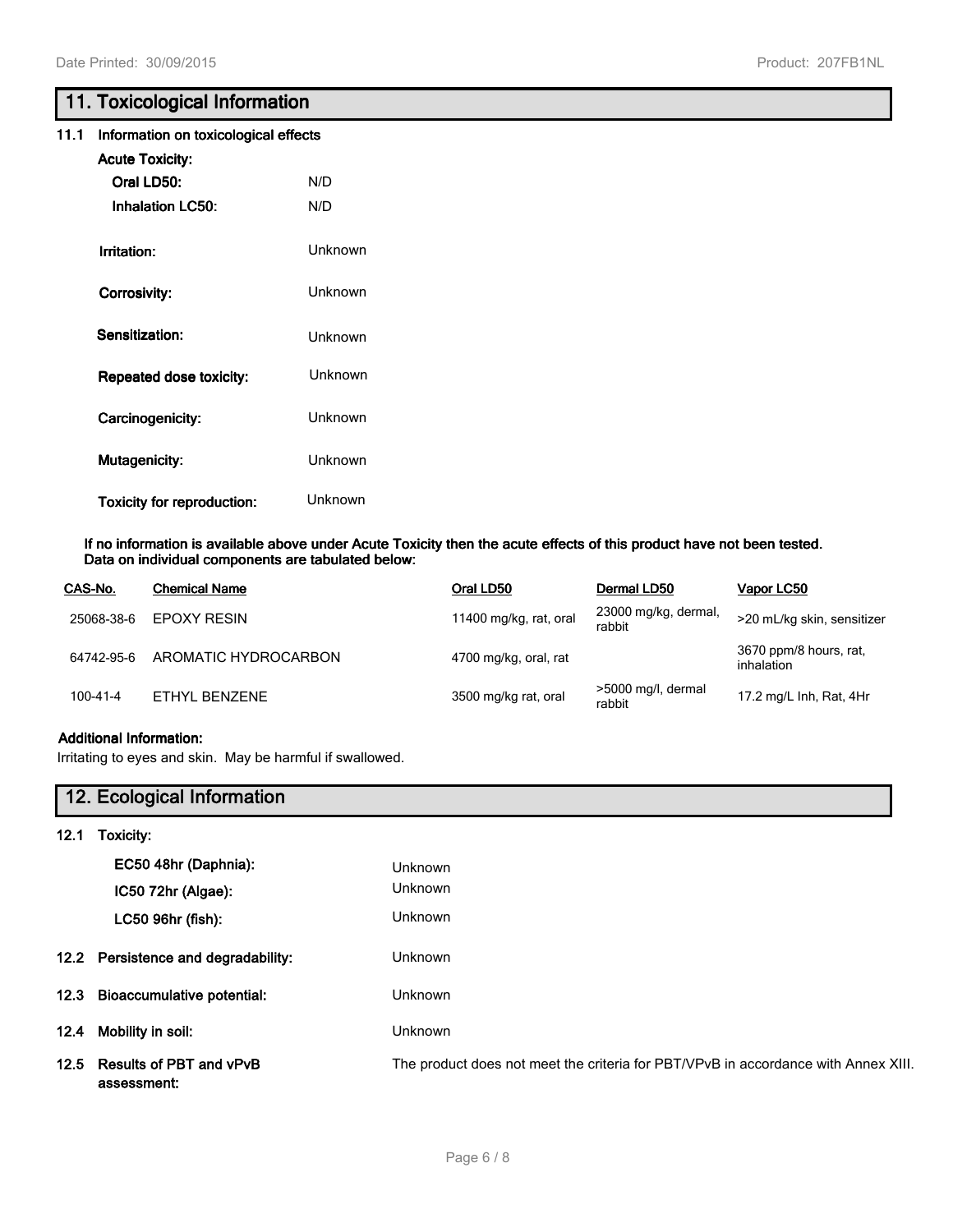## 11. Toxicological Information

**11.1 Information on toxicological effects**

**Acute Toxicity:**

| | |
|---|---|
| **Oral LD50:** | N/D |
| **Inhalation LC50:** | N/D |
| **Irritation:** | Unknown |
| **Corrosivity:** | Unknown |
| **Sensitization:** | Unknown |
| **Repeated dose toxicity:** | Unknown |
| **Carcinogenicity:** | Unknown |
| **Mutagenicity:** | Unknown |
| **Toxicity for reproduction:** | Unknown |

**If no information is available above under Acute Toxicity then the acute effects of this product have not been tested. Data on individual components are tabulated below:**

| CAS-No. | Chemical Name | Oral LD50 | Dermal LD50 | Vapor LC50 |
|---|---|---|---|---|
| 25068-38-6 | EPOXY RESIN | 11400 mg/kg, rat, oral | 23000 mg/kg, dermal, rabbit | >20 mL/kg skin, sensitizer |
| 64742-95-6 | AROMATIC HYDROCARBON | 4700 mg/kg, oral, rat | | 3670 ppm/8 hours, rat, inhalation |
| 100-41-4 | ETHYL BENZENE | 3500 mg/kg rat, oral | >5000 mg/l, dermal rabbit | 17.2 mg/L Inh, Rat, 4Hr |

**Additional Information:**

Irritating to eyes and skin. May be harmful if swallowed.

## 12. Ecological Information

**12.1 Toxicity:**

| | |
|---|---|
| **EC50 48hr (Daphnia):** | Unknown |
| **IC50 72hr (Algae):** | Unknown |
| **LC50 96hr (fish):** | Unknown |

**12.2 Persistence and degradability:** Unknown

**12.3 Bioaccumulative potential:** Unknown

**12.4 Mobility in soil:** Unknown

**12.5 Results of PBT and vPvB assessment:** The product does not meet the criteria for PBT/VPvB in accordance with Annex XIII.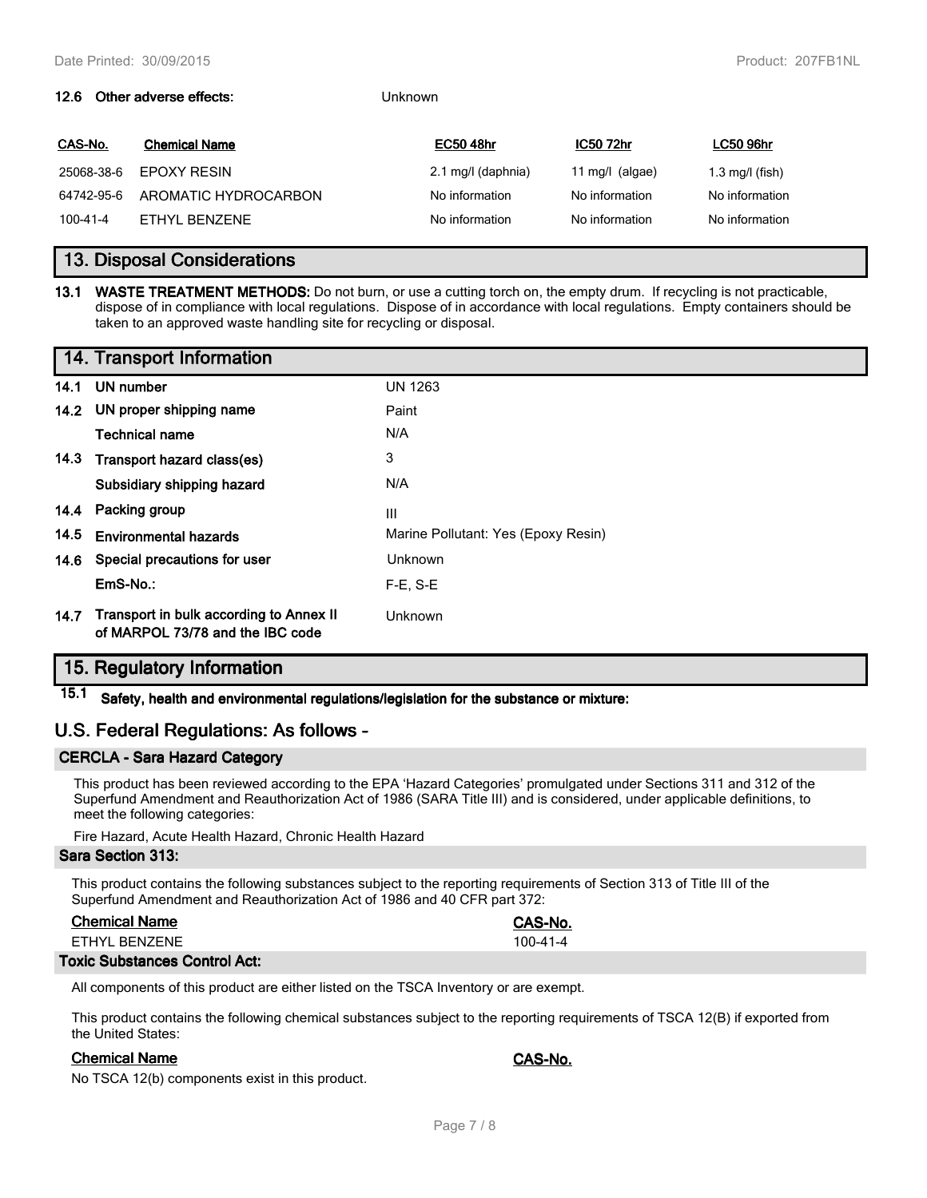**12.6 Other adverse effects:** Unknown

| CAS-No. | Chemical Name | EC50 48hr | IC50 72hr | LC50 96hr |
|---|---|---|---|---|
| 25068-38-6 | EPOXY RESIN | 2.1 mg/l (daphnia) | 11 mg/l (algae) | 1.3 mg/l (fish) |
| 64742-95-6 | AROMATIC HYDROCARBON | No information | No information | No information |
| 100-41-4 | ETHYL BENZENE | No information | No information | No information |

## 13. Disposal Considerations

**13.1 WASTE TREATMENT METHODS:** Do not burn, or use a cutting torch on, the empty drum. If recycling is not practicable, dispose of in compliance with local regulations. Dispose of in accordance with local regulations. Empty containers should be taken to an approved waste handling site for recycling or disposal.

## 14. Transport Information

| | | |
|---|---|---|
| 14.1 | UN number | UN 1263 |
| 14.2 | UN proper shipping name | Paint |
| | Technical name | N/A |
| 14.3 | Transport hazard class(es) | 3 |
| | Subsidiary shipping hazard | N/A |
| 14.4 | Packing group | III |
| 14.5 | Environmental hazards | Marine Pollutant: Yes (Epoxy Resin) |
| 14.6 | Special precautions for user | Unknown |
| | EmS-No.: | F-E, S-E |
| 14.7 | Transport in bulk according to Annex II of MARPOL 73/78 and the IBC code | Unknown |

## 15. Regulatory Information

**15.1 Safety, health and environmental regulations/legislation for the substance or mixture:**

## U.S. Federal Regulations: As follows -

### CERCLA - Sara Hazard Category

This product has been reviewed according to the EPA 'Hazard Categories' promulgated under Sections 311 and 312 of the Superfund Amendment and Reauthorization Act of 1986 (SARA Title III) and is considered, under applicable definitions, to meet the following categories:

Fire Hazard, Acute Health Hazard, Chronic Health Hazard

### Sara Section 313:

This product contains the following substances subject to the reporting requirements of Section 313 of Title III of the Superfund Amendment and Reauthorization Act of 1986 and 40 CFR part 372:

| Chemical Name | CAS-No. |
|---|---|
| ETHYL BENZENE | 100-41-4 |

### Toxic Substances Control Act:

All components of this product are either listed on the TSCA Inventory or are exempt.

This product contains the following chemical substances subject to the reporting requirements of TSCA 12(B) if exported from the United States:

| Chemical Name | CAS-No. |
|---|---|

No TSCA 12(b) components exist in this product.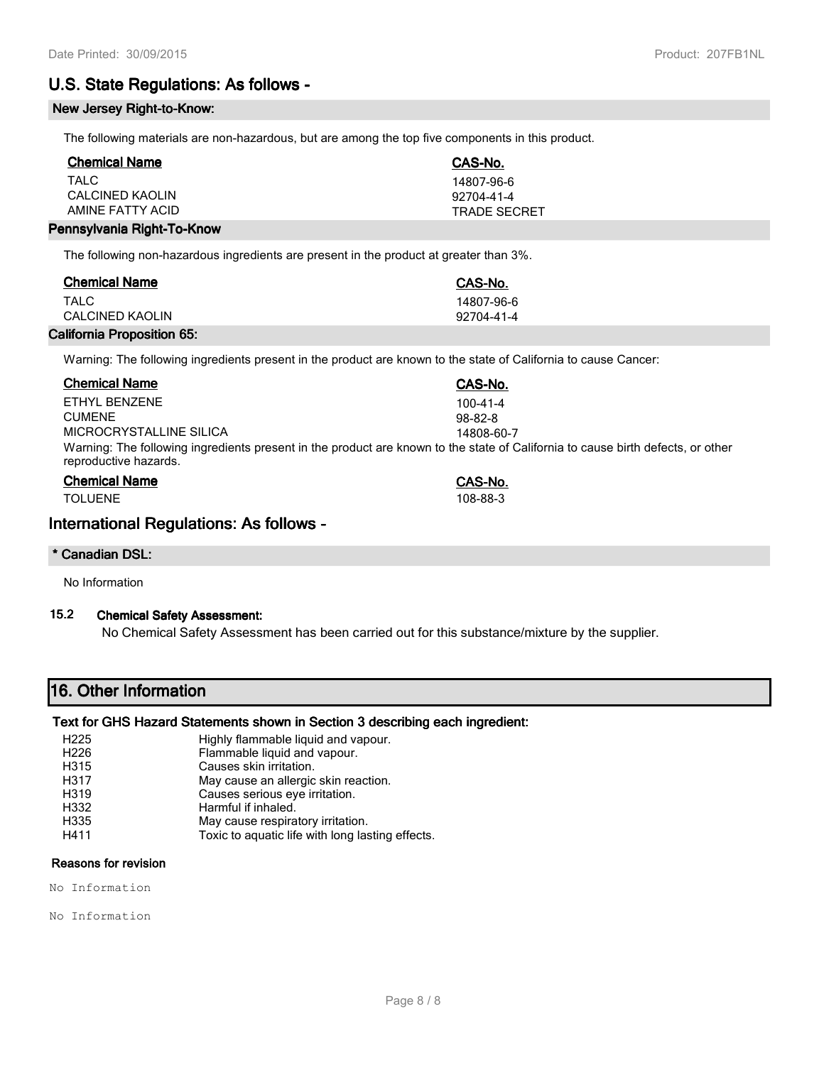## U.S. State Regulations: As follows -

### New Jersey Right-to-Know:

The following materials are non-hazardous, but are among the top five components in this product.

| Chemical Name | CAS-No. |
| --- | --- |
| TALC | 14807-96-6 |
| CALCINED KAOLIN | 92704-41-4 |
| AMINE FATTY ACID | TRADE SECRET |

### Pennsylvania Right-To-Know

The following non-hazardous ingredients are present in the product at greater than 3%.

| Chemical Name | CAS-No. |
| --- | --- |
| TALC | 14807-96-6 |
| CALCINED KAOLIN | 92704-41-4 |

### California Proposition 65:

Warning: The following ingredients present in the product are known to the state of California to cause Cancer:

| Chemical Name | CAS-No. |
| --- | --- |
| ETHYL BENZENE | 100-41-4 |
| CUMENE | 98-82-8 |
| MICROCRYSTALLINE SILICA | 14808-60-7 |

Warning: The following ingredients present in the product are known to the state of California to cause birth defects, or other reproductive hazards.

| Chemical Name | CAS-No. |
| --- | --- |
| TOLUENE | 108-88-3 |

## International Regulations: As follows -

### * Canadian DSL:

No Information

### 15.2 Chemical Safety Assessment:

No Chemical Safety Assessment has been carried out for this substance/mixture by the supplier.

## 16. Other Information

**Text for GHS Hazard Statements shown in Section 3 describing each ingredient:**

| | |
| --- | --- |
| H225 | Highly flammable liquid and vapour. |
| H226 | Flammable liquid and vapour. |
| H315 | Causes skin irritation. |
| H317 | May cause an allergic skin reaction. |
| H319 | Causes serious eye irritation. |
| H332 | Harmful if inhaled. |
| H335 | May cause respiratory irritation. |
| H411 | Toxic to aquatic life with long lasting effects. |

**Reasons for revision**

No Information

No Information